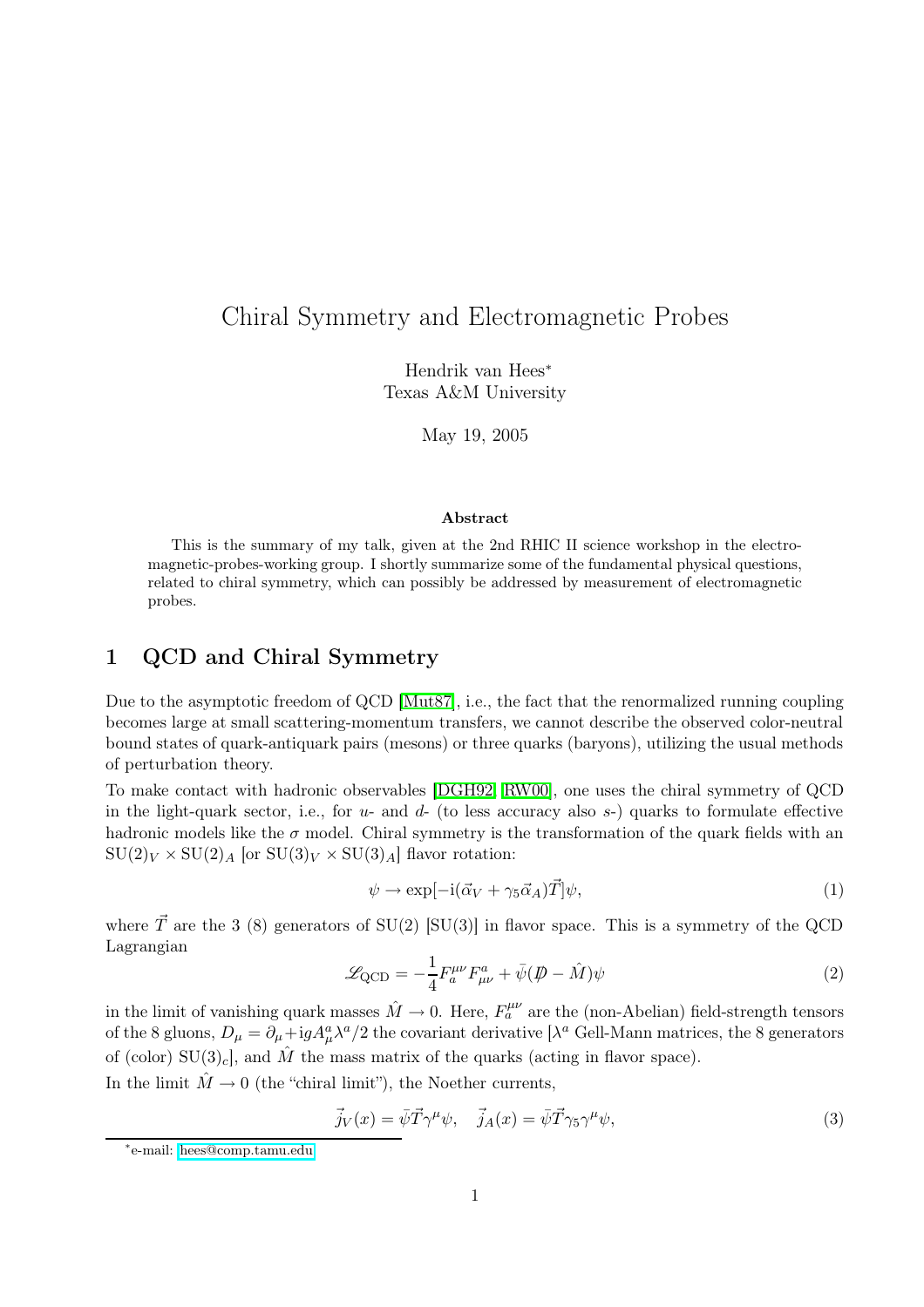# Chiral Symmetry and Electromagnetic Probes

Hendrik van Hees*
Texas A&M University

May 19, 2005

### Abstract

This is the summary of my talk, given at the 2nd RHIC II science workshop in the electromagnetic-probes-working group. I shortly summarize some of the fundamental physical questions, related to chiral symmetry, which can possibly be addressed by measurement of electromagnetic probes.

## 1 QCD and Chiral Symmetry

Due to the asymptotic freedom of QCD [Mut87], i.e., the fact that the renormalized running coupling becomes large at small scattering-momentum transfers, we cannot describe the observed color-neutral bound states of quark-antiquark pairs (mesons) or three quarks (baryons), utilizing the usual methods of perturbation theory.

To make contact with hadronic observables [DGH92, RW00], one uses the chiral symmetry of QCD in the light-quark sector, i.e., for $u$- and $d$- (to less accuracy also $s$-) quarks to formulate effective hadronic models like the $\sigma$ model. Chiral symmetry is the transformation of the quark fields with an $\mathrm{SU}(2)_V \times \mathrm{SU}(2)_A$ [or $\mathrm{SU}(3)_V \times \mathrm{SU}(3)_A$] flavor rotation:

$$\psi \rightarrow \exp[-\mathrm{i}(\vec{\alpha}_V + \gamma_5 \vec{\alpha}_A)\vec{T}]\psi, \tag{1}$$

where $\vec{T}$ are the 3 (8) generators of SU(2) [SU(3)] in flavor space. This is a symmetry of the QCD Lagrangian

$$\mathscr{L}_{\mathrm{QCD}} = -\frac{1}{4} F_a^{\mu\nu} F_{\mu\nu}^a + \bar{\psi}(\not{D} - \hat{M})\psi \tag{2}$$

in the limit of vanishing quark masses $\hat{M} \rightarrow 0$. Here, $F_a^{\mu\nu}$ are the (non-Abelian) field-strength tensors of the 8 gluons, $D_\mu = \partial_\mu + \mathrm{i}g A_\mu^a \lambda^a/2$ the covariant derivative [$\lambda^a$ Gell-Mann matrices, the 8 generators of (color) $\mathrm{SU}(3)_c$], and $\hat{M}$ the mass matrix of the quarks (acting in flavor space).

In the limit $\hat{M} \rightarrow 0$ (the "chiral limit"), the Noether currents,

$$\vec{j}_V(x) = \bar{\psi}\vec{T}\gamma^\mu\psi, \quad \vec{j}_A(x) = \bar{\psi}\vec{T}\gamma_5\gamma^\mu\psi, \tag{3}$$

*e-mail: hees@comp.tamu.edu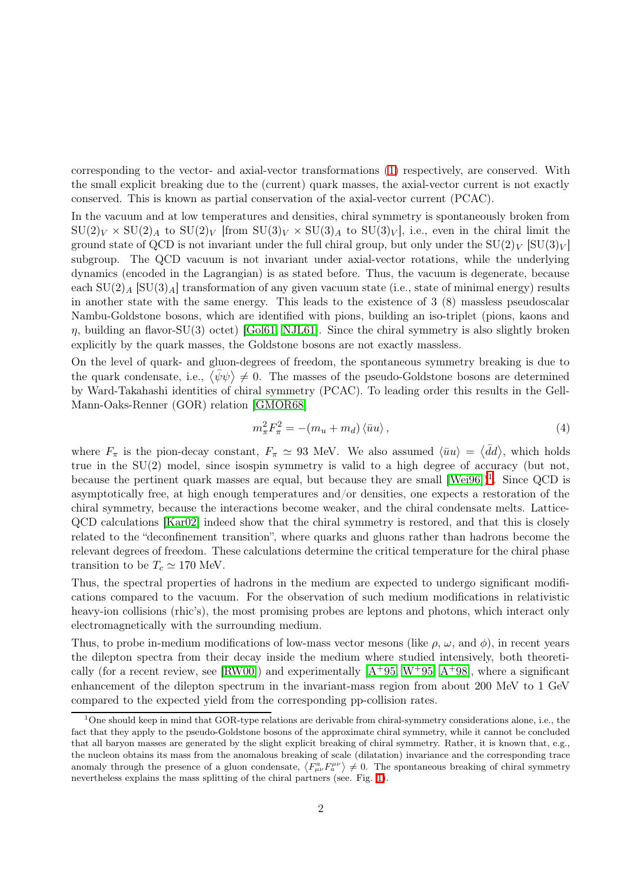corresponding to the vector- and axial-vector transformations (1) respectively, are conserved. With the small explicit breaking due to the (current) quark masses, the axial-vector current is not exactly conserved. This is known as partial conservation of the axial-vector current (PCAC).

In the vacuum and at low temperatures and densities, chiral symmetry is spontaneously broken from $\mathrm{SU}(2)_V \times \mathrm{SU}(2)_A$ to $\mathrm{SU}(2)_V$ [from $\mathrm{SU}(3)_V \times \mathrm{SU}(3)_A$ to $\mathrm{SU}(3)_V$], i.e., even in the chiral limit the ground state of QCD is not invariant under the full chiral group, but only under the $\mathrm{SU}(2)_V$ [$\mathrm{SU}(3)_V$] subgroup. The QCD vacuum is not invariant under axial-vector rotations, while the underlying dynamics (encoded in the Lagrangian) is as stated before. Thus, the vacuum is degenerate, because each $\mathrm{SU}(2)_A$ [$\mathrm{SU}(3)_A$] transformation of any given vacuum state (i.e., state of minimal energy) results in another state with the same energy. This leads to the existence of 3 (8) massless pseudoscalar Nambu-Goldstone bosons, which are identified with pions, building an iso-triplet (pions, kaons and $\eta$, building an flavor-SU(3) octet) [Gol61, NJL61]. Since the chiral symmetry is also slightly broken explicitly by the quark masses, the Goldstone bosons are not exactly massless.

On the level of quark- and gluon-degrees of freedom, the spontaneous symmetry breaking is due to the quark condensate, i.e., $\langle \bar{\psi}\psi \rangle \neq 0$. The masses of the pseudo-Goldstone bosons are determined by Ward-Takahashi identities of chiral symmetry (PCAC). To leading order this results in the Gell-Mann-Oaks-Renner (GOR) relation [GMOR68]

$$m_\pi^2 F_\pi^2 = -(m_u + m_d) \langle \bar{u}u \rangle , \tag{4}$$

where $F_\pi$ is the pion-decay constant, $F_\pi \simeq 93$ MeV. We also assumed $\langle \bar{u}u \rangle = \langle \bar{d}d \rangle$, which holds true in the SU(2) model, since isospin symmetry is valid to a high degree of accuracy (but not, because the pertinent quark masses are equal, but because they are small [Wei96])[1]. Since QCD is asymptotically free, at high enough temperatures and/or densities, one expects a restoration of the chiral symmetry, because the interactions become weaker, and the chiral condensate melts. Lattice-QCD calculations [Kar02] indeed show that the chiral symmetry is restored, and that this is closely related to the "deconfinement transition", where quarks and gluons rather than hadrons become the relevant degrees of freedom. These calculations determine the critical temperature for the chiral phase transition to be $T_c \simeq 170$ MeV.

Thus, the spectral properties of hadrons in the medium are expected to undergo significant modifications compared to the vacuum. For the observation of such medium modifications in relativistic heavy-ion collisions (rhic's), the most promising probes are leptons and photons, which interact only electromagnetically with the surrounding medium.

Thus, to probe in-medium modifications of low-mass vector mesons (like $\rho$, $\omega$, and $\phi$), in recent years the dilepton spectra from their decay inside the medium where studied intensively, both theoretically (for a recent review, see [RW00]) and experimentally [A+95, W+95, A+98], where a significant enhancement of the dilepton spectrum in the invariant-mass region from about 200 MeV to 1 GeV compared to the expected yield from the corresponding pp-collision rates.

[1] One should keep in mind that GOR-type relations are derivable from chiral-symmetry considerations alone, i.e., the fact that they apply to the pseudo-Goldstone bosons of the approximate chiral symmetry, while it cannot be concluded that all baryon masses are generated by the slight explicit breaking of chiral symmetry. Rather, it is known that, e.g., the nucleon obtains its mass from the anomalous breaking of scale (dilatation) invariance and the corresponding trace anomaly through the presence of a gluon condensate, $\langle F_{\mu\nu}^a F_a^{\mu\nu} \rangle \neq 0$. The spontaneous breaking of chiral symmetry nevertheless explains the mass splitting of the chiral partners (see. Fig. 1).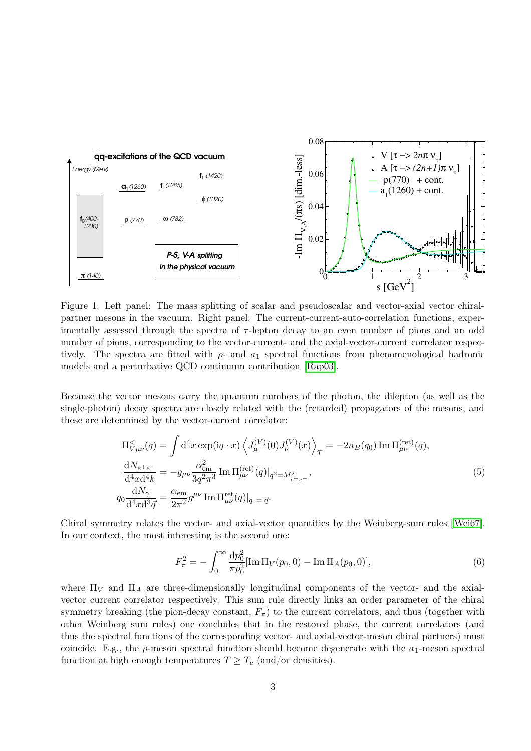Figure 1: Left panel: The mass splitting of scalar and pseudoscalar and vector-axial vector chiral-partner mesons in the vacuum. Right panel: The current-current-auto-correlation functions, experimentally assessed through the spectra of $\tau$-lepton decay to an even number of pions and an odd number of pions, corresponding to the vector-current- and the axial-vector-current correlator respectively. The spectra are fitted with $\rho$- and $a_1$ spectral functions from phenomenological hadronic models and a perturbative QCD continuum contribution [Rap03].

Because the vector mesons carry the quantum numbers of the photon, the dilepton (as well as the single-photon) decay spectra are closely related with the (retarded) propagators of the mesons, and these are determined by the vector-current correlator:

$$
\begin{aligned}
\Pi^{<}_{V\mu\nu}(q) &= \int \mathrm{d}^4 x \exp(\mathrm{i} q \cdot x) \left\langle J^{(V)}_{\mu}(0) J^{(V)}_{\nu}(x) \right\rangle_T = -2 n_B(q_0) \operatorname{Im} \Pi^{(\mathrm{ret})}_{\mu\nu}(q), \\
\frac{\mathrm{d}N_{e^+e^-}}{\mathrm{d}^4 x \mathrm{d}^4 k} &= -g_{\mu\nu} \frac{\alpha_{\mathrm{em}}^2}{3 q^2 \pi^3} \operatorname{Im} \Pi^{(\mathrm{ret})}_{\mu\nu}(q)|_{q^2 = M^2_{e^+e^-}}, \\
q_0 \frac{\mathrm{d}N_{\gamma}}{\mathrm{d}^4 x \mathrm{d}^3 \vec{q}} &= \frac{\alpha_{\mathrm{em}}}{2\pi^2} g^{\mu\nu} \operatorname{Im} \Pi^{\mathrm{ret}}_{\mu\nu}(q)|_{q_0 = |\vec{q}|}.
\end{aligned}
\tag{5}
$$

Chiral symmetry relates the vector- and axial-vector quantities by the Weinberg-sum rules [Wei67]. In our context, the most interesting is the second one:

$$
F_\pi^2 = -\int_0^\infty \frac{\mathrm{d}p_0^2}{\pi p_0^2} [\operatorname{Im} \Pi_V(p_0, 0) - \operatorname{Im} \Pi_A(p_0, 0)], \tag{6}
$$

where $\Pi_V$ and $\Pi_A$ are three-dimensionally longitudinal components of the vector- and the axial-vector current correlator respectively. This sum rule directly links an order parameter of the chiral symmetry breaking (the pion-decay constant, $F_\pi$) to the current correlators, and thus (together with other Weinberg sum rules) one concludes that in the restored phase, the current correlators (and thus the spectral functions of the corresponding vector- and axial-vector-meson chiral partners) must coincide. E.g., the $\rho$-meson spectral function should become degenerate with the $a_1$-meson spectral function at high enough temperatures $T \geq T_c$ (and/or densities).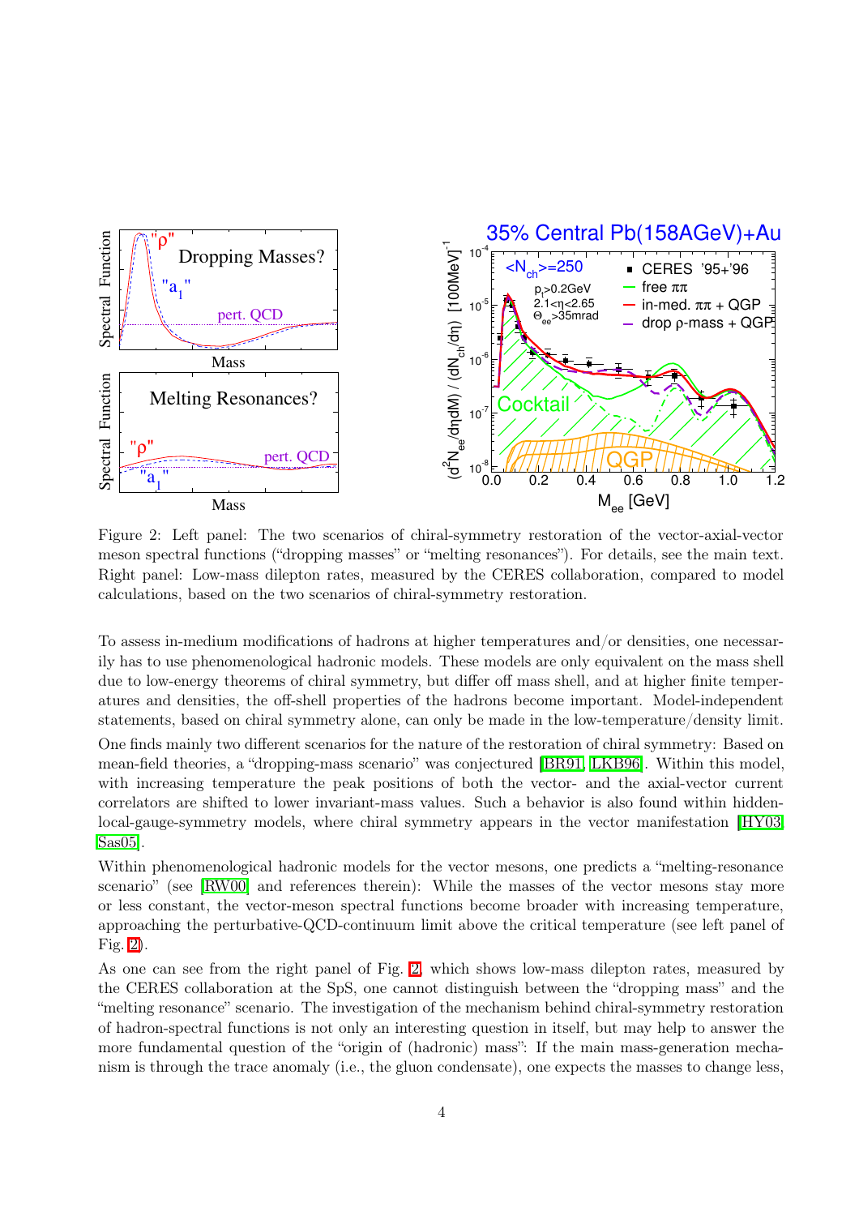Figure 2: Left panel: The two scenarios of chiral-symmetry restoration of the vector-axial-vector meson spectral functions ("dropping masses" or "melting resonances"). For details, see the main text. Right panel: Low-mass dilepton rates, measured by the CERES collaboration, compared to model calculations, based on the two scenarios of chiral-symmetry restoration.

To assess in-medium modifications of hadrons at higher temperatures and/or densities, one necessarily has to use phenomenological hadronic models. These models are only equivalent on the mass shell due to low-energy theorems of chiral symmetry, but differ off mass shell, and at higher finite temperatures and densities, the off-shell properties of the hadrons become important. Model-independent statements, based on chiral symmetry alone, can only be made in the low-temperature/density limit.

One finds mainly two different scenarios for the nature of the restoration of chiral symmetry: Based on mean-field theories, a "dropping-mass scenario" was conjectured [BR91, LKB96]. Within this model, with increasing temperature the peak positions of both the vector- and the axial-vector current correlators are shifted to lower invariant-mass values. Such a behavior is also found within hidden-local-gauge-symmetry models, where chiral symmetry appears in the vector manifestation [HY03, Sas05].

Within phenomenological hadronic models for the vector mesons, one predicts a "melting-resonance scenario" (see [RW00] and references therein): While the masses of the vector mesons stay more or less constant, the vector-meson spectral functions become broader with increasing temperature, approaching the perturbative-QCD-continuum limit above the critical temperature (see left panel of Fig. 2).

As one can see from the right panel of Fig. 2, which shows low-mass dilepton rates, measured by the CERES collaboration at the SpS, one cannot distinguish between the "dropping mass" and the "melting resonance" scenario. The investigation of the mechanism behind chiral-symmetry restoration of hadron-spectral functions is not only an interesting question in itself, but may help to answer the more fundamental question of the "origin of (hadronic) mass": If the main mass-generation mechanism is through the trace anomaly (i.e., the gluon condensate), one expects the masses to change less,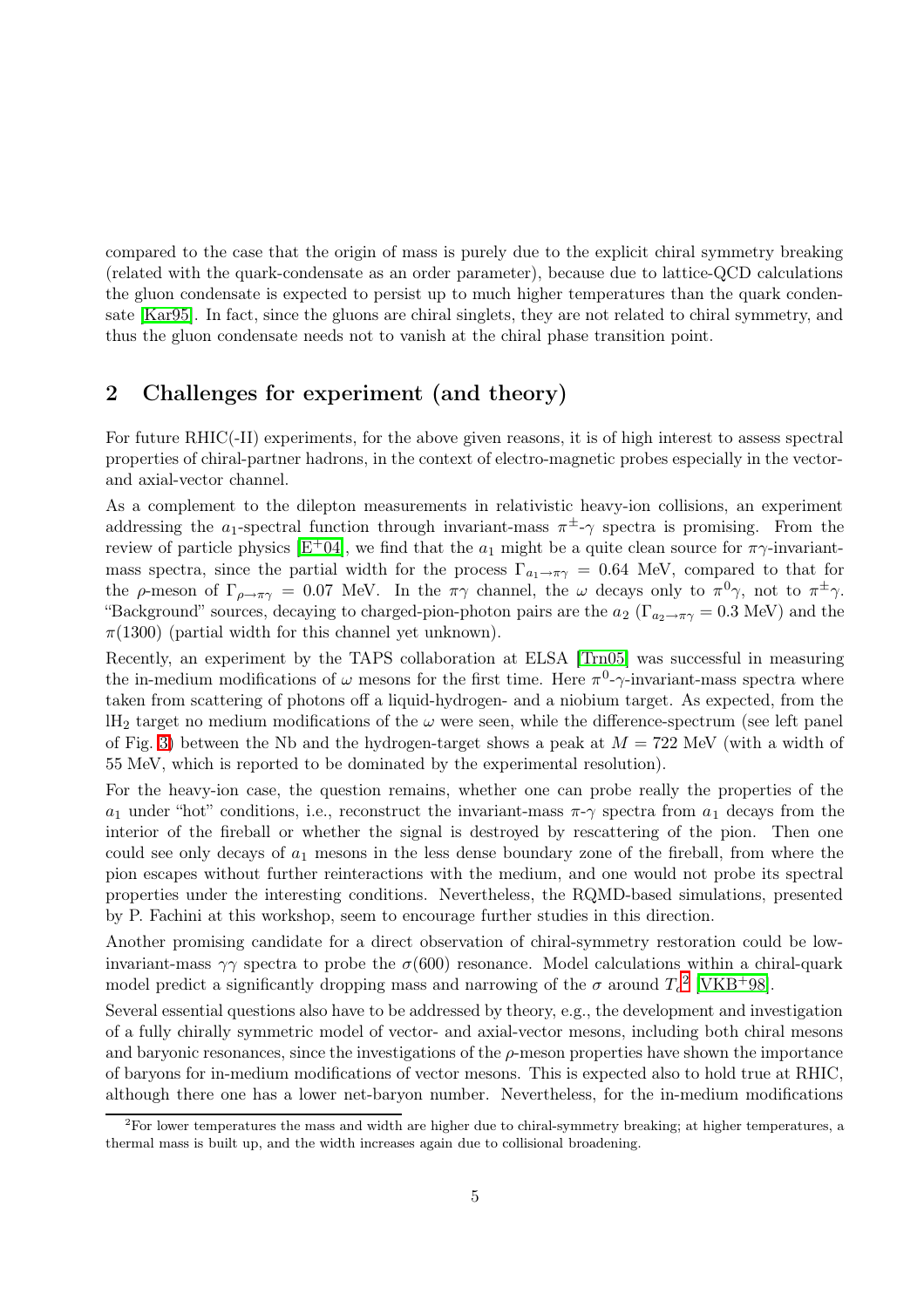compared to the case that the origin of mass is purely due to the explicit chiral symmetry breaking (related with the quark-condensate as an order parameter), because due to lattice-QCD calculations the gluon condensate is expected to persist up to much higher temperatures than the quark condensate [Kar95]. In fact, since the gluons are chiral singlets, they are not related to chiral symmetry, and thus the gluon condensate needs not to vanish at the chiral phase transition point.

## 2 Challenges for experiment (and theory)

For future RHIC(-II) experiments, for the above given reasons, it is of high interest to assess spectral properties of chiral-partner hadrons, in the context of electro-magnetic probes especially in the vector- and axial-vector channel.

As a complement to the dilepton measurements in relativistic heavy-ion collisions, an experiment addressing the $a_1$-spectral function through invariant-mass $\pi^{\pm}$-$\gamma$ spectra is promising. From the review of particle physics [E+04], we find that the $a_1$ might be a quite clean source for $\pi\gamma$-invariant-mass spectra, since the partial width for the process $\Gamma_{a_1 \rightarrow \pi\gamma} = 0.64$ MeV, compared to that for the $\rho$-meson of $\Gamma_{\rho \rightarrow \pi\gamma} = 0.07$ MeV. In the $\pi\gamma$ channel, the $\omega$ decays only to $\pi^0\gamma$, not to $\pi^{\pm}\gamma$. "Background" sources, decaying to charged-pion-photon pairs are the $a_2$ ($\Gamma_{a_2 \rightarrow \pi\gamma} = 0.3$ MeV) and the $\pi(1300)$ (partial width for this channel yet unknown).

Recently, an experiment by the TAPS collaboration at ELSA [Trn05] was successful in measuring the in-medium modifications of $\omega$ mesons for the first time. Here $\pi^0$-$\gamma$-invariant-mass spectra where taken from scattering of photons off a liquid-hydrogen- and a niobium target. As expected, from the $\mathrm{lH}_2$ target no medium modifications of the $\omega$ were seen, while the difference-spectrum (see left panel of Fig. 3) between the Nb and the hydrogen-target shows a peak at $M = 722$ MeV (with a width of 55 MeV, which is reported to be dominated by the experimental resolution).

For the heavy-ion case, the question remains, whether one can probe really the properties of the $a_1$ under "hot" conditions, i.e., reconstruct the invariant-mass $\pi$-$\gamma$ spectra from $a_1$ decays from the interior of the fireball or whether the signal is destroyed by rescattering of the pion. Then one could see only decays of $a_1$ mesons in the less dense boundary zone of the fireball, from where the pion escapes without further reinteractions with the medium, and one would not probe its spectral properties under the interesting conditions. Nevertheless, the RQMD-based simulations, presented by P. Fachini at this workshop, seem to encourage further studies in this direction.

Another promising candidate for a direct observation of chiral-symmetry restoration could be low-invariant-mass $\gamma\gamma$ spectra to probe the $\sigma(600)$ resonance. Model calculations within a chiral-quark model predict a significantly dropping mass and narrowing of the $\sigma$ around $T_c$[2] [VKB+98].

Several essential questions also have to be addressed by theory, e.g., the development and investigation of a fully chirally symmetric model of vector- and axial-vector mesons, including both chiral mesons and baryonic resonances, since the investigations of the $\rho$-meson properties have shown the importance of baryons for in-medium modifications of vector mesons. This is expected also to hold true at RHIC, although there one has a lower net-baryon number. Nevertheless, for the in-medium modifications

[2] For lower temperatures the mass and width are higher due to chiral-symmetry breaking; at higher temperatures, a thermal mass is built up, and the width increases again due to collisional broadening.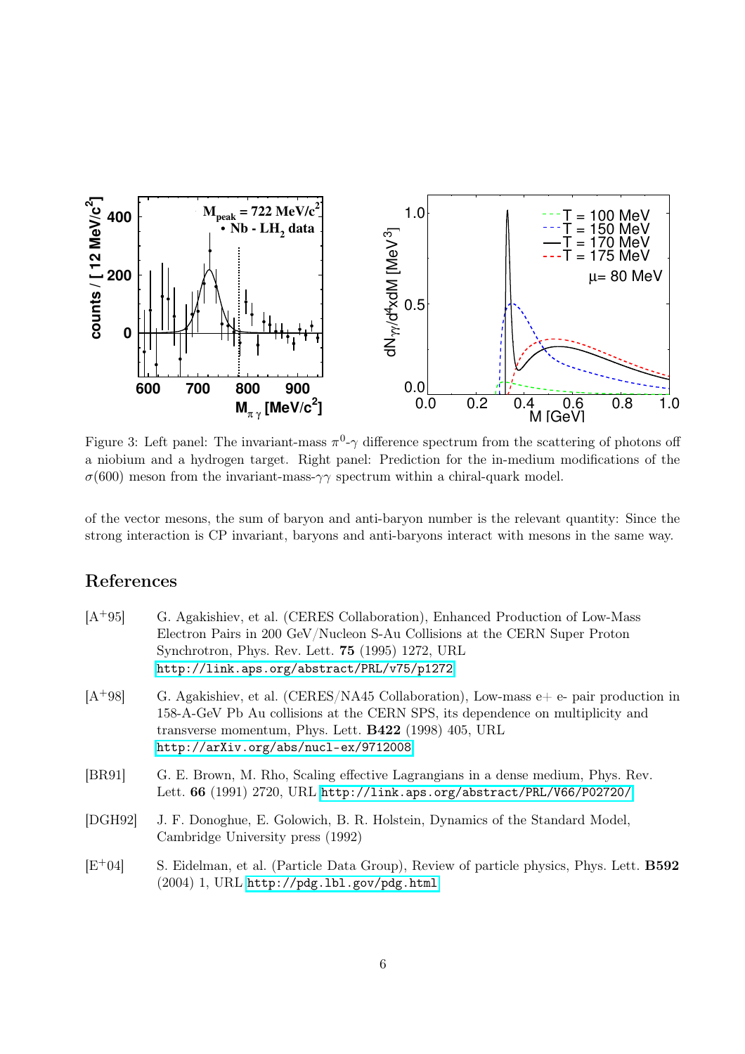Figure 3: Left panel: The invariant-mass $\pi^0$-$\gamma$ difference spectrum from the scattering of photons off a niobium and a hydrogen target. Right panel: Prediction for the in-medium modifications of the $\sigma(600)$ meson from the invariant-mass-$\gamma\gamma$ spectrum within a chiral-quark model.

of the vector mesons, the sum of baryon and anti-baryon number is the relevant quantity: Since the strong interaction is CP invariant, baryons and anti-baryons interact with mesons in the same way.

## References

[A+95] G. Agakishiev, et al. (CERES Collaboration), Enhanced Production of Low-Mass Electron Pairs in 200 GeV/Nucleon S-Au Collisions at the CERN Super Proton Synchrotron, Phys. Rev. Lett. **75** (1995) 1272, URL http://link.aps.org/abstract/PRL/v75/p1272

[A+98] G. Agakishiev, et al. (CERES/NA45 Collaboration), Low-mass e+ e- pair production in 158-A-GeV Pb Au collisions at the CERN SPS, its dependence on multiplicity and transverse momentum, Phys. Lett. **B422** (1998) 405, URL http://arXiv.org/abs/nucl-ex/9712008

[BR91] G. E. Brown, M. Rho, Scaling effective Lagrangians in a dense medium, Phys. Rev. Lett. **66** (1991) 2720, URL http://link.aps.org/abstract/PRL/V66/P02720/

[DGH92] J. F. Donoghue, E. Golowich, B. R. Holstein, Dynamics of the Standard Model, Cambridge University press (1992)

[E+04] S. Eidelman, et al. (Particle Data Group), Review of particle physics, Phys. Lett. **B592** (2004) 1, URL http://pdg.lbl.gov/pdg.html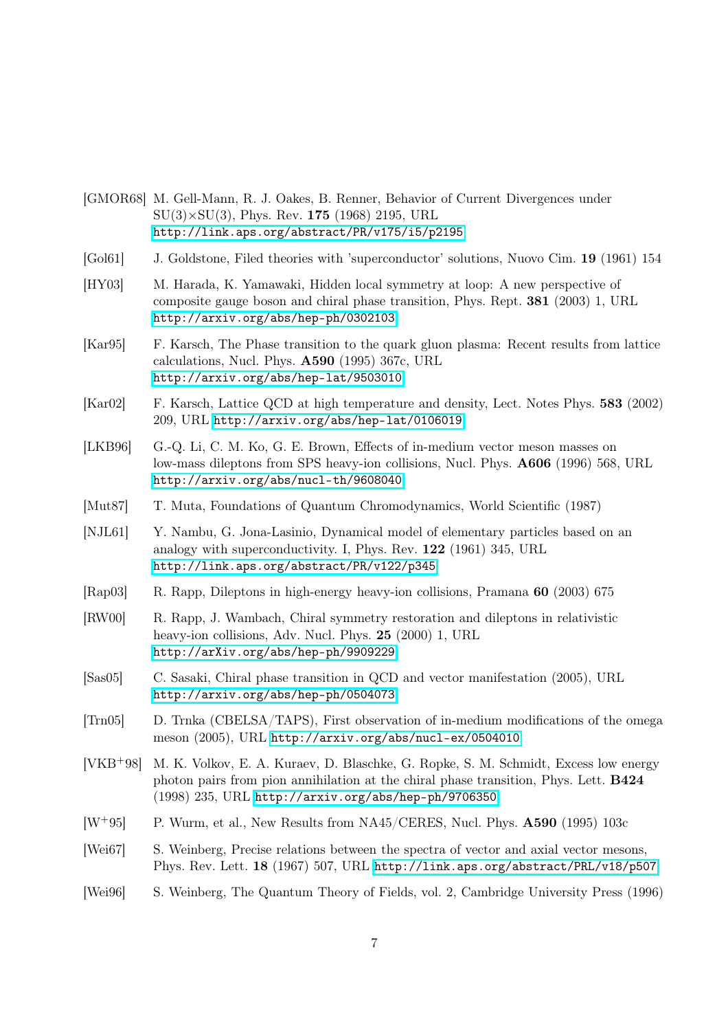[GMOR68] M. Gell-Mann, R. J. Oakes, B. Renner, Behavior of Current Divergences under SU(3)×SU(3), Phys. Rev. **175** (1968) 2195, URL http://link.aps.org/abstract/PR/v175/i5/p2195

[Gol61] J. Goldstone, Filed theories with 'superconductor' solutions, Nuovo Cim. **19** (1961) 154

[HY03] M. Harada, K. Yamawaki, Hidden local symmetry at loop: A new perspective of composite gauge boson and chiral phase transition, Phys. Rept. **381** (2003) 1, URL http://arxiv.org/abs/hep-ph/0302103

[Kar95] F. Karsch, The Phase transition to the quark gluon plasma: Recent results from lattice calculations, Nucl. Phys. **A590** (1995) 367c, URL http://arxiv.org/abs/hep-lat/9503010

[Kar02] F. Karsch, Lattice QCD at high temperature and density, Lect. Notes Phys. **583** (2002) 209, URL http://arxiv.org/abs/hep-lat/0106019

[LKB96] G.-Q. Li, C. M. Ko, G. E. Brown, Effects of in-medium vector meson masses on low-mass dileptons from SPS heavy-ion collisions, Nucl. Phys. **A606** (1996) 568, URL http://arxiv.org/abs/nucl-th/9608040

[Mut87] T. Muta, Foundations of Quantum Chromodynamics, World Scientific (1987)

[NJL61] Y. Nambu, G. Jona-Lasinio, Dynamical model of elementary particles based on an analogy with superconductivity. I, Phys. Rev. **122** (1961) 345, URL http://link.aps.org/abstract/PR/v122/p345

[Rap03] R. Rapp, Dileptons in high-energy heavy-ion collisions, Pramana **60** (2003) 675

[RW00] R. Rapp, J. Wambach, Chiral symmetry restoration and dileptons in relativistic heavy-ion collisions, Adv. Nucl. Phys. **25** (2000) 1, URL http://arXiv.org/abs/hep-ph/9909229

[Sas05] C. Sasaki, Chiral phase transition in QCD and vector manifestation (2005), URL http://arxiv.org/abs/hep-ph/0504073

[Trn05] D. Trnka (CBELSA/TAPS), First observation of in-medium modifications of the omega meson (2005), URL http://arxiv.org/abs/nucl-ex/0504010

[VKB+98] M. K. Volkov, E. A. Kuraev, D. Blaschke, G. Ropke, S. M. Schmidt, Excess low energy photon pairs from pion annihilation at the chiral phase transition, Phys. Lett. **B424** (1998) 235, URL http://arxiv.org/abs/hep-ph/9706350

[W+95] P. Wurm, et al., New Results from NA45/CERES, Nucl. Phys. **A590** (1995) 103c

[Wei67] S. Weinberg, Precise relations between the spectra of vector and axial vector mesons, Phys. Rev. Lett. **18** (1967) 507, URL http://link.aps.org/abstract/PRL/v18/p507

[Wei96] S. Weinberg, The Quantum Theory of Fields, vol. 2, Cambridge University Press (1996)